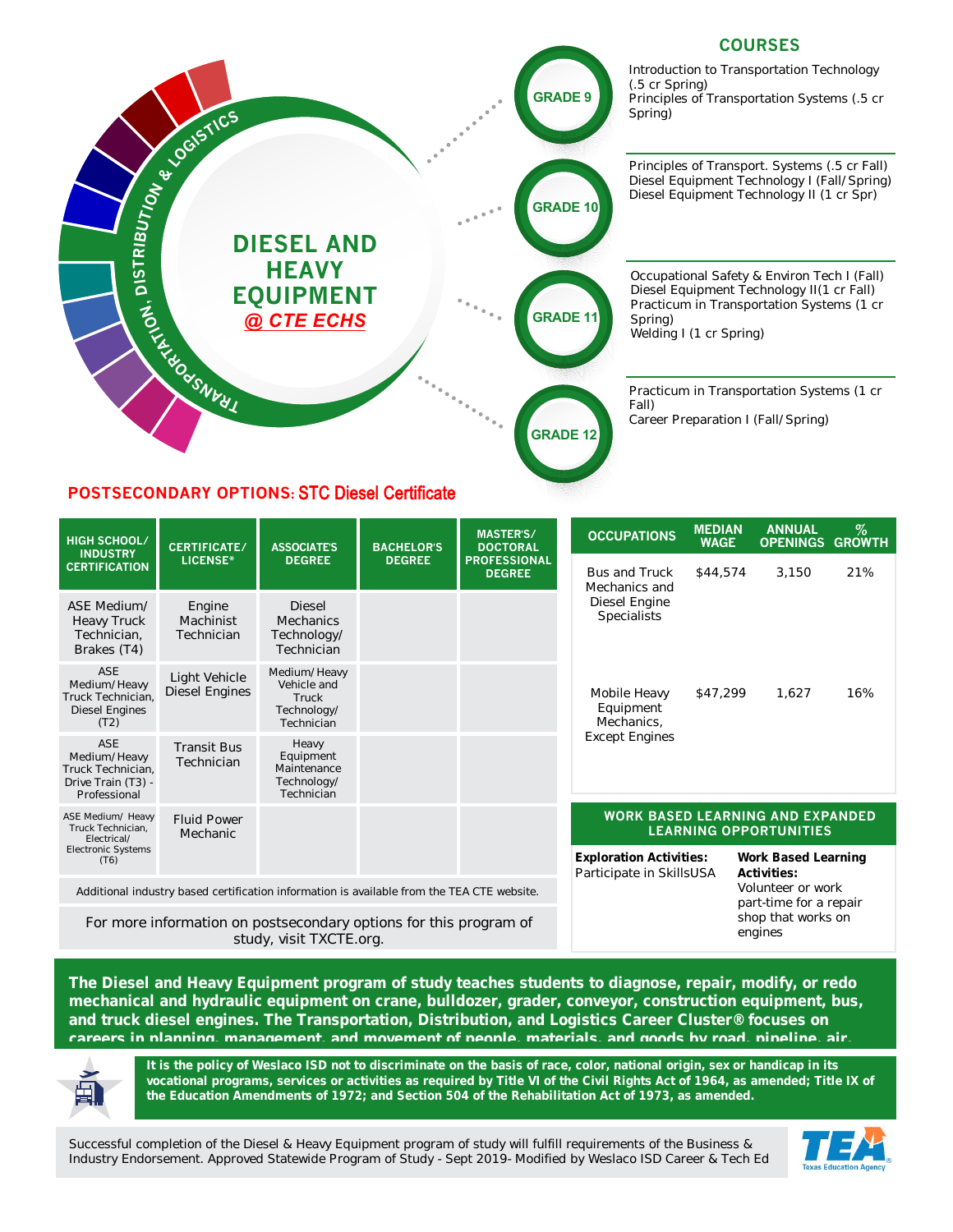# DIESEL AND HEAVY EQUIPMENT

***@ CTE ECHS***

TRANSPORTATION, DISTRIBUTION & LOGISTICS

## COURSES

**GRADE 9**

Introduction to Transportation Technology (.5 cr Spring)
Principles of Transportation Systems (.5 cr Spring)

**GRADE 10**

Principles of Transport. Systems (.5 cr Fall)
Diesel Equipment Technology I (Fall/Spring)
Diesel Equipment Technology II (1 cr Spr)

**GRADE 11**

Occupational Safety & Environ Tech I (Fall)
Diesel Equipment Technology II(1 cr Fall)
Practicum in Transportation Systems (1 cr Spring)
Welding I (1 cr Spring)

**GRADE 12**

Practicum in Transportation Systems (1 cr Fall)
Career Preparation I (Fall/Spring)

## POSTSECONDARY OPTIONS: STC Diesel Certificate

| HIGH SCHOOL/ INDUSTRY CERTIFICATION | CERTIFICATE/ LICENSE* | ASSOCIATE'S DEGREE | BACHELOR'S DEGREE | MASTER'S/ DOCTORAL PROFESSIONAL DEGREE |
|---|---|---|---|---|
| ASE Medium/ Heavy Truck Technician, Brakes (T4) | Engine Machinist Technician | Diesel Mechanics Technology/ Technician | | |
| ASE Medium/Heavy Truck Technician, Diesel Engines (T2) | Light Vehicle Diesel Engines | Medium/Heavy Vehicle and Truck Technology/ Technician | | |
| ASE Medium/Heavy Truck Technician, Drive Train (T3) - Professional | Transit Bus Technician | Heavy Equipment Maintenance Technology/ Technician | | |
| ASE Medium/ Heavy Truck Technician, Electrical/ Electronic Systems (T6) | Fluid Power Mechanic | | | |

Additional industry based certification information is available from the TEA CTE website.

For more information on postsecondary options for this program of study, visit TXCTE.org.

| OCCUPATIONS | MEDIAN WAGE | ANNUAL OPENINGS | % GROWTH |
|---|---|---|---|
| Bus and Truck Mechanics and Diesel Engine Specialists | $44,574 | 3,150 | 21% |
| Mobile Heavy Equipment Mechanics, Except Engines | $47,299 | 1,627 | 16% |

## WORK BASED LEARNING AND EXPANDED LEARNING OPPORTUNITIES

**Exploration Activities:**
Participate in SkillsUSA

**Work Based Learning Activities:**
Volunteer or work part-time for a repair shop that works on engines

**The Diesel and Heavy Equipment program of study teaches students to diagnose, repair, modify, or redo mechanical and hydraulic equipment on crane, bulldozer, grader, conveyor, construction equipment, bus, and truck diesel engines. The Transportation, Distribution, and Logistics Career Cluster® focuses on careers in planning, management, and movement of people, materials, and goods by road, pipeline, air,**

**It is the policy of Weslaco ISD not to discriminate on the basis of race, color, national origin, sex or handicap in its vocational programs, services or activities as required by Title VI of the Civil Rights Act of 1964, as amended; Title IX of the Education Amendments of 1972; and Section 504 of the Rehabilitation Act of 1973, as amended.**

Successful completion of the Diesel & Heavy Equipment program of study will fulfill requirements of the Business & Industry Endorsement. Approved Statewide Program of Study - Sept 2019- Modified by Weslaco ISD Career & Tech Ed

TEA Texas Education Agency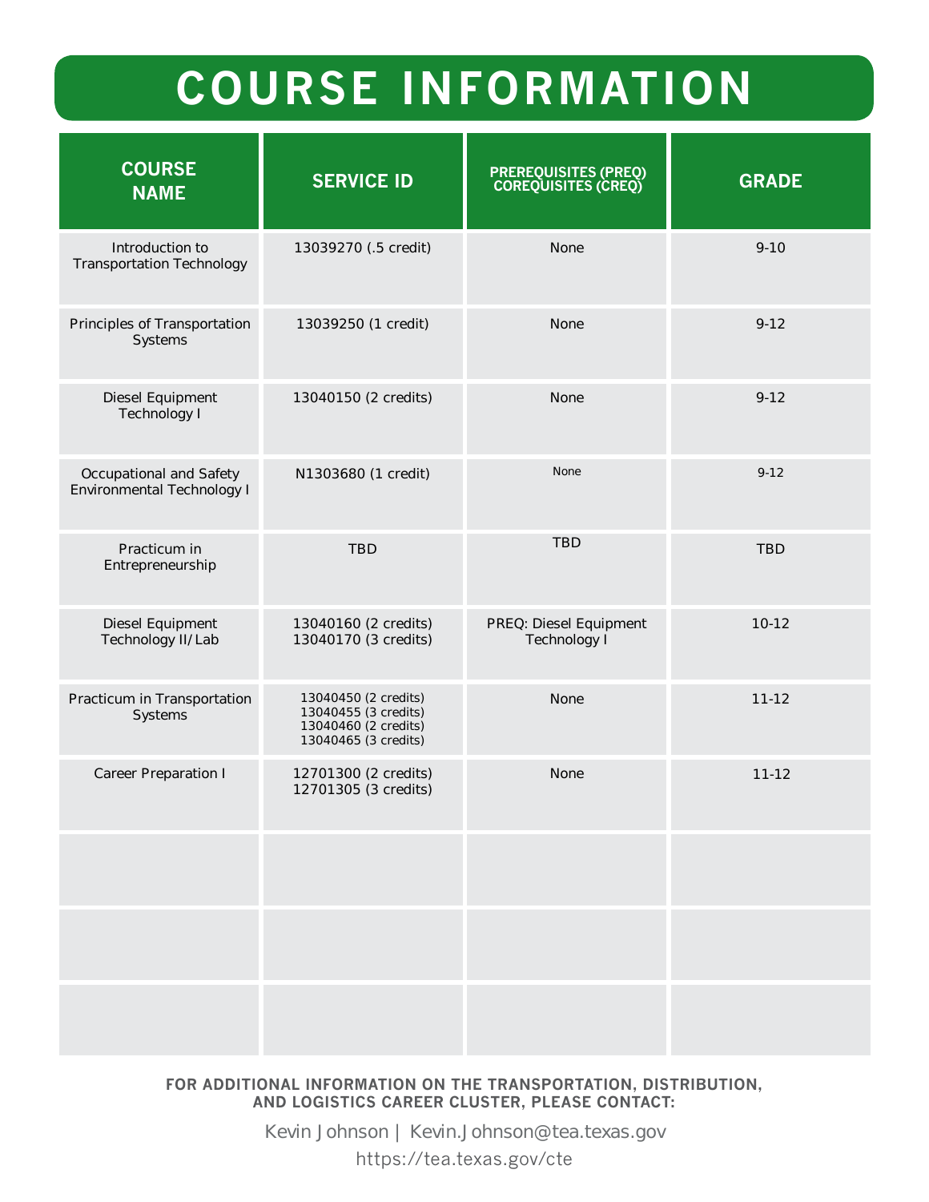# COURSE INFORMATION

| COURSE NAME | SERVICE ID | PREREQUISITES (PREQ) COREQUISITES (CREQ) | GRADE |
|---|---|---|---|
| Introduction to Transportation Technology | 13039270 (.5 credit) | None | 9-10 |
| Principles of Transportation Systems | 13039250 (1 credit) | None | 9-12 |
| Diesel Equipment Technology I | 13040150 (2 credits) | None | 9-12 |
| Occupational and Safety Environmental Technology I | N1303680 (1 credit) | None | 9-12 |
| Practicum in Entrepreneurship | TBD | TBD | TBD |
| Diesel Equipment Technology II/Lab | 13040160 (2 credits)<br>13040170 (3 credits) | PREQ: Diesel Equipment Technology I | 10-12 |
| Practicum in Transportation Systems | 13040450 (2 credits)<br>13040455 (3 credits)<br>13040460 (2 credits)<br>13040465 (3 credits) | None | 11-12 |
| Career Preparation I | 12701300 (2 credits)<br>12701305 (3 credits) | None | 11-12 |
| | | | |
| | | | |
| | | | |

**FOR ADDITIONAL INFORMATION ON THE TRANSPORTATION, DISTRIBUTION, AND LOGISTICS CAREER CLUSTER, PLEASE CONTACT:**

Kevin Johnson | Kevin.Johnson@tea.texas.gov

https://tea.texas.gov/cte